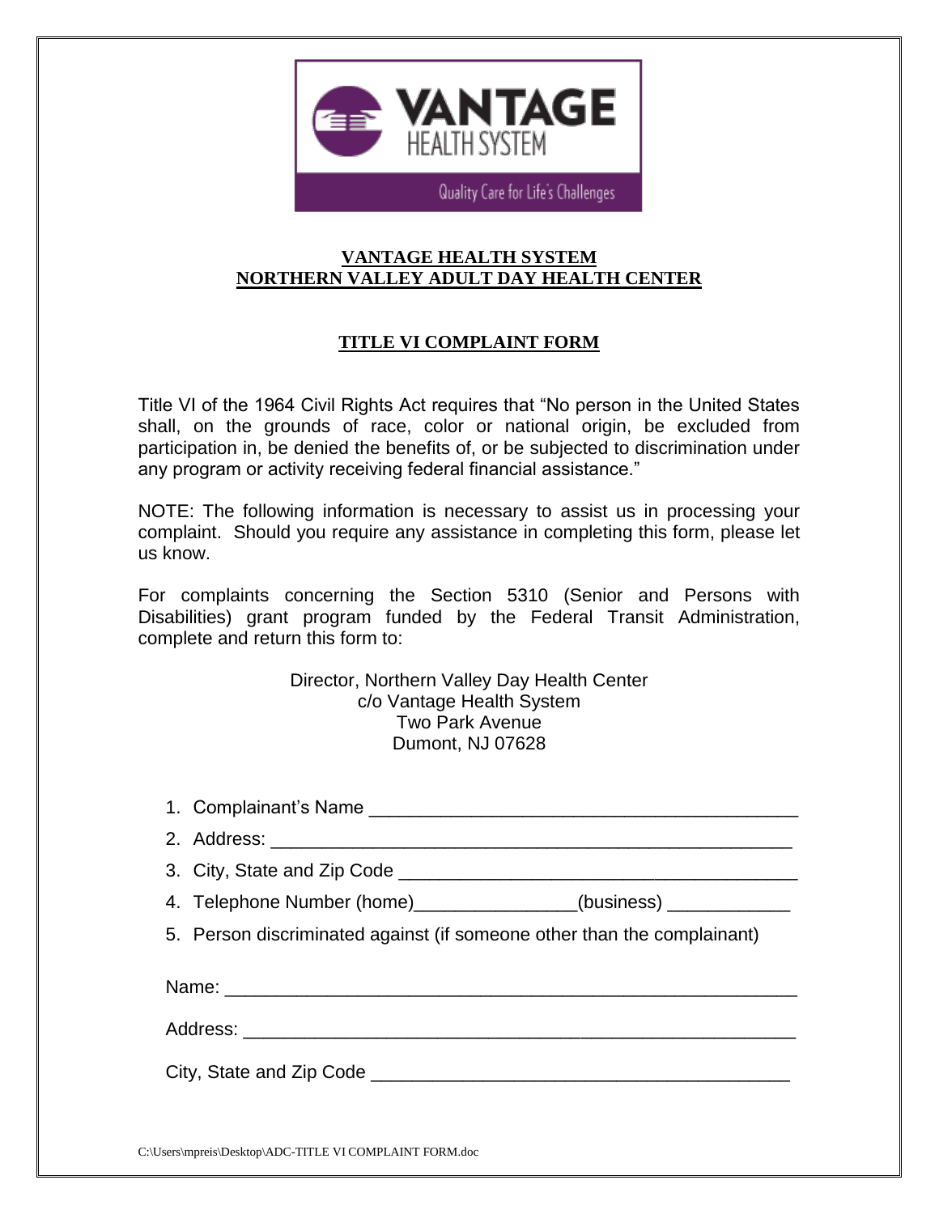## VANTAGE HEALTH SYSTEM
## NORTHERN VALLEY ADULT DAY HEALTH CENTER

### TITLE VI COMPLAINT FORM

Title VI of the 1964 Civil Rights Act requires that "No person in the United States shall, on the grounds of race, color or national origin, be excluded from participation in, be denied the benefits of, or be subjected to discrimination under any program or activity receiving federal financial assistance."

NOTE: The following information is necessary to assist us in processing your complaint. Should you require any assistance in completing this form, please let us know.

For complaints concerning the Section 5310 (Senior and Persons with Disabilities) grant program funded by the Federal Transit Administration, complete and return this form to:

Director, Northern Valley Day Health Center
c/o Vantage Health System
Two Park Avenue
Dumont, NJ 07628

1. Complainant's Name ___________________________________________
2. Address: _____________________________________________________
3. City, State and Zip Code _______________________________________
4. Telephone Number (home)________________(business) ____________
5. Person discriminated against (if someone other than the complainant)

Name: _________________________________________________________

Address: _______________________________________________________

City, State and Zip Code __________________________________________

C:\Users\mpreis\Desktop\ADC-TITLE VI COMPLAINT FORM.doc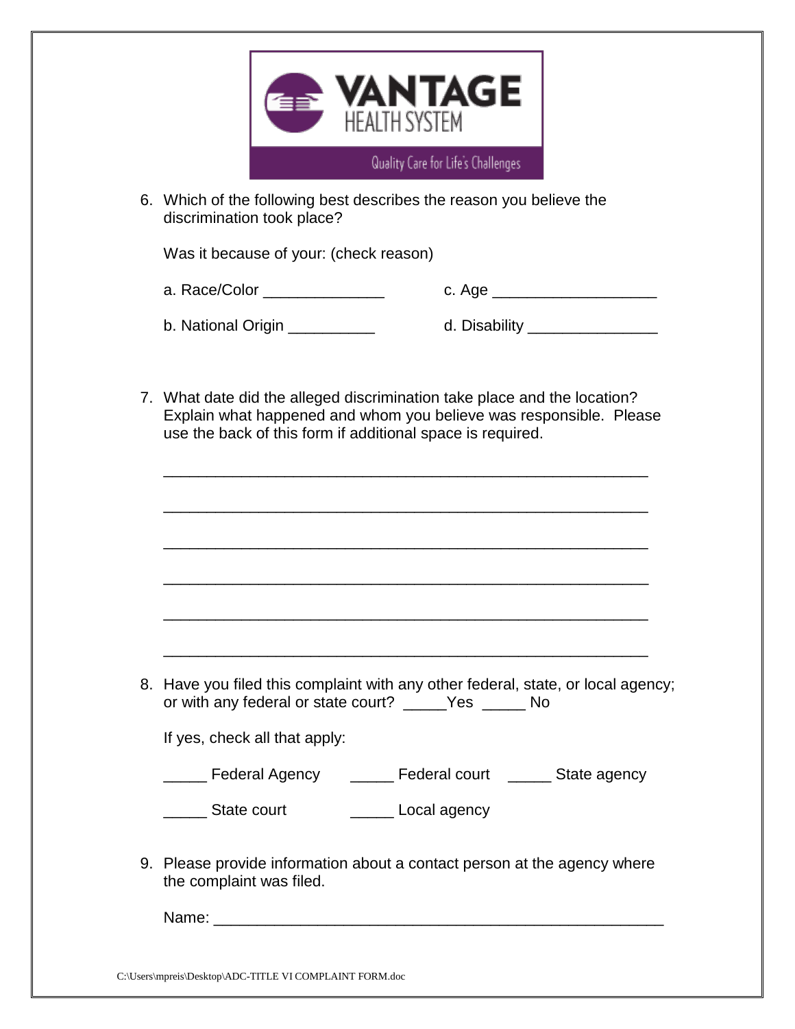6. Which of the following best describes the reason you believe the discrimination took place?

   Was it because of your: (check reason)

   a. Race/Color ______________ c. Age ___________________

   b. National Origin __________ d. Disability _______________

7. What date did the alleged discrimination take place and the location? Explain what happened and whom you believe was responsible. Please use the back of this form if additional space is required.

   ________________________________________________________

   ________________________________________________________

   ________________________________________________________

   ________________________________________________________

   ________________________________________________________

   ________________________________________________________

8. Have you filed this complaint with any other federal, state, or local agency; or with any federal or state court? _____Yes _____ No

   If yes, check all that apply:

   _____ Federal Agency _____ Federal court _____ State agency

   _____ State court _____ Local agency

9. Please provide information about a contact person at the agency where the complaint was filed.

   Name: _____________________________________________________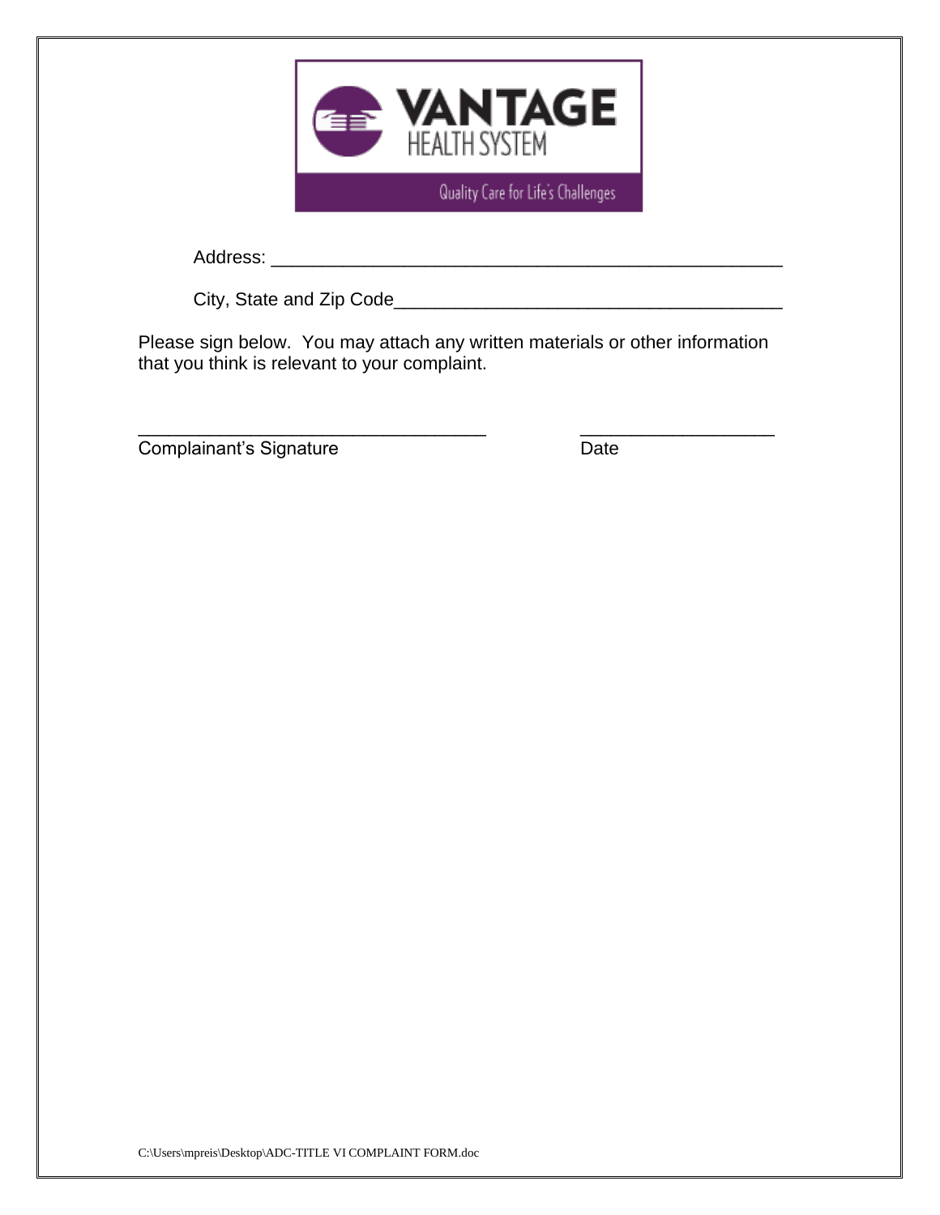VANTAGE HEALTH SYSTEM

Quality Care for Life's Challenges

Address: _______________________________________________

City, State and Zip Code____________________________________

Please sign below. You may attach any written materials or other information that you think is relevant to your complaint.

_________________________________ ___________________

Complainant's Signature Date

C:\Users\mpreis\Desktop\ADC-TITLE VI COMPLAINT FORM.doc